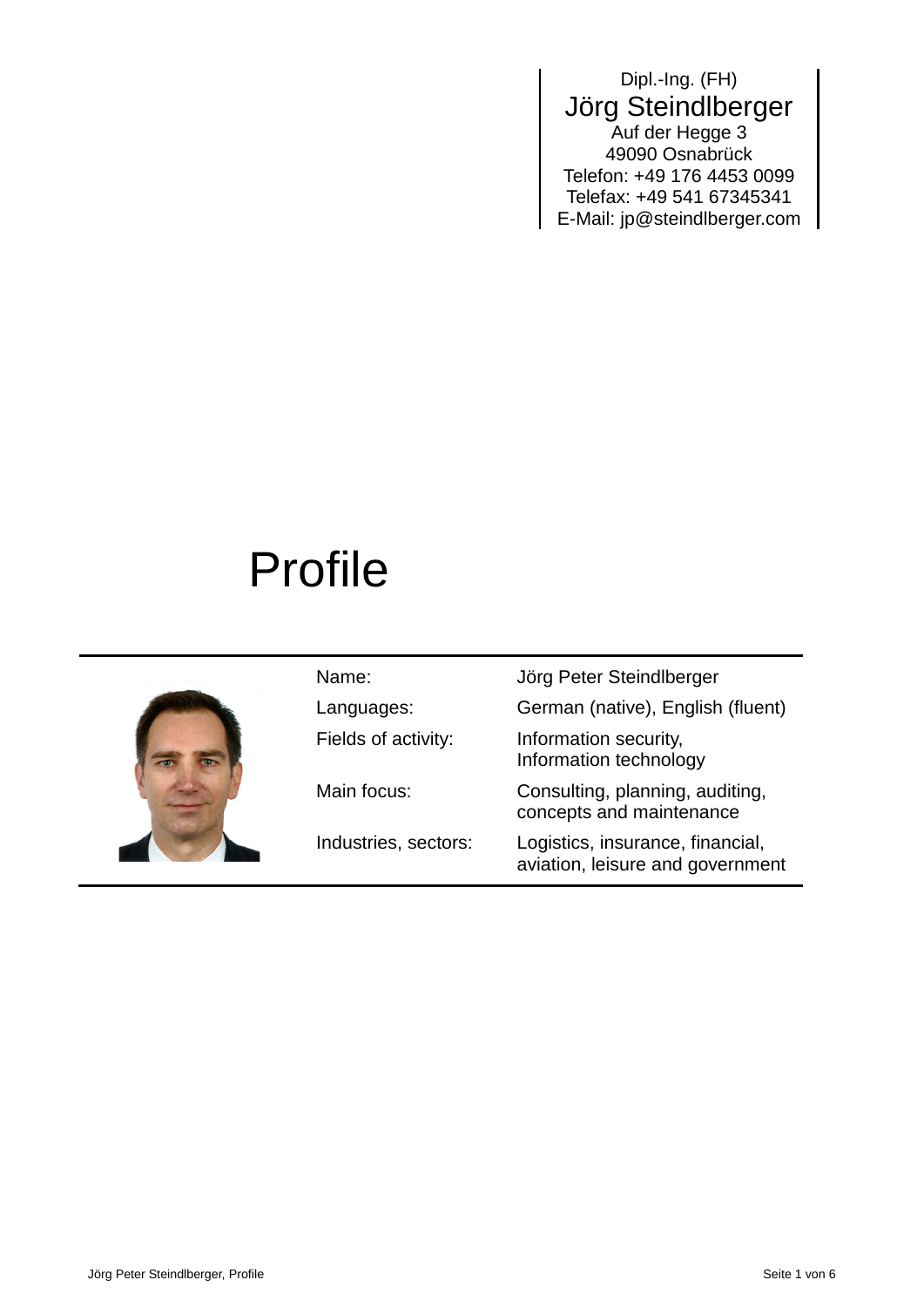Dipl.-Ing. (FH)
Jörg Steindlberger
Auf der Hegge 3
49090 Osnabrück
Telefon: +49 176 4453 0099
Telefax: +49 541 67345341
E-Mail: jp@steindlberger.com

# Profile

| | |
|---|---|
| Name: | Jörg Peter Steindlberger |
| Languages: | German (native), English (fluent) |
| Fields of activity: | Information security, Information technology |
| Main focus: | Consulting, planning, auditing, concepts and maintenance |
| Industries, sectors: | Logistics, insurance, financial, aviation, leisure and government |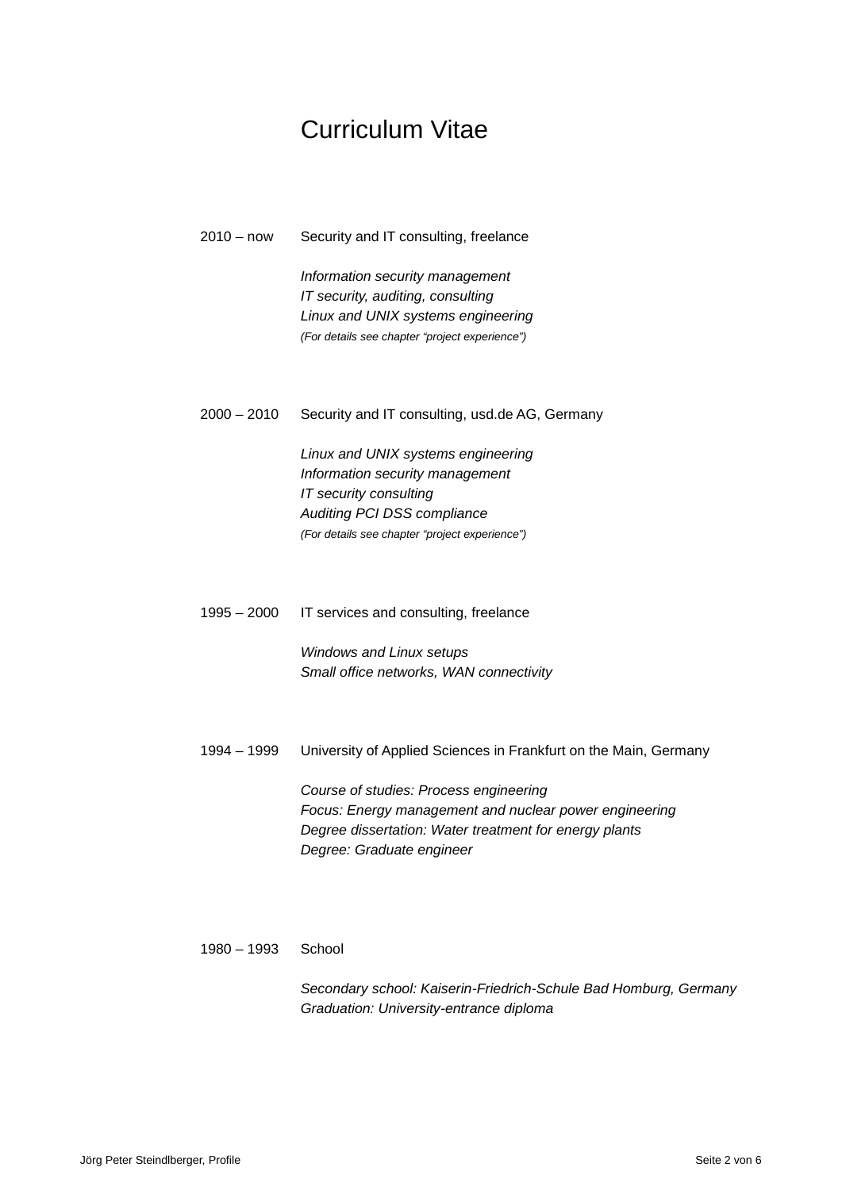# Curriculum Vitae

**2010 – now** Security and IT consulting, freelance

*Information security management*
*IT security, auditing, consulting*
*Linux and UNIX systems engineering*
*(For details see chapter "project experience")*

**2000 – 2010** Security and IT consulting, usd.de AG, Germany

*Linux and UNIX systems engineering*
*Information security management*
*IT security consulting*
*Auditing PCI DSS compliance*
*(For details see chapter "project experience")*

**1995 – 2000** IT services and consulting, freelance

*Windows and Linux setups*
*Small office networks, WAN connectivity*

**1994 – 1999** University of Applied Sciences in Frankfurt on the Main, Germany

*Course of studies: Process engineering*
*Focus: Energy management and nuclear power engineering*
*Degree dissertation: Water treatment for energy plants*
*Degree: Graduate engineer*

**1980 – 1993** School

*Secondary school: Kaiserin-Friedrich-Schule Bad Homburg, Germany*
*Graduation: University-entrance diploma*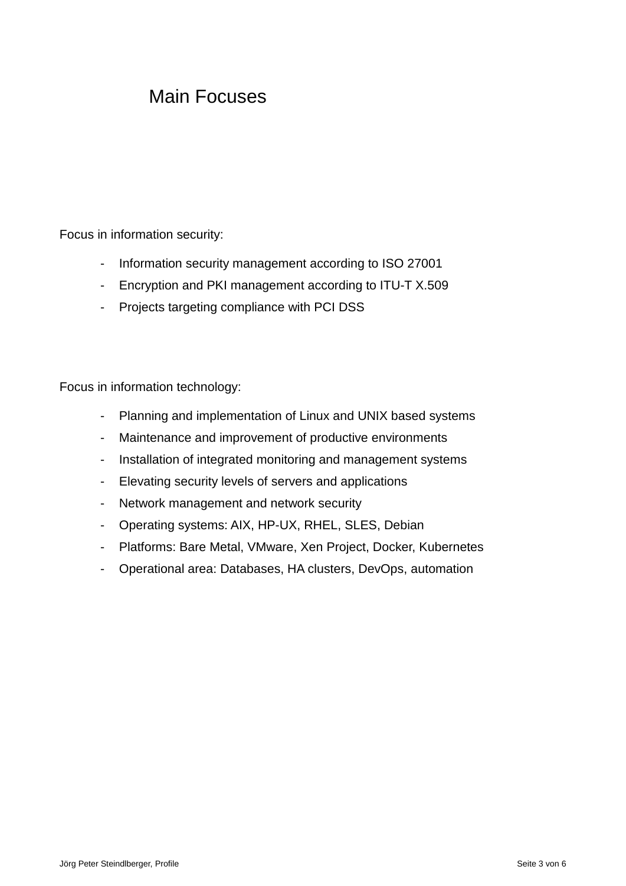# Main Focuses

Focus in information security:

- Information security management according to ISO 27001
- Encryption and PKI management according to ITU-T X.509
- Projects targeting compliance with PCI DSS

Focus in information technology:

- Planning and implementation of Linux and UNIX based systems
- Maintenance and improvement of productive environments
- Installation of integrated monitoring and management systems
- Elevating security levels of servers and applications
- Network management and network security
- Operating systems: AIX, HP-UX, RHEL, SLES, Debian
- Platforms: Bare Metal, VMware, Xen Project, Docker, Kubernetes
- Operational area: Databases, HA clusters, DevOps, automation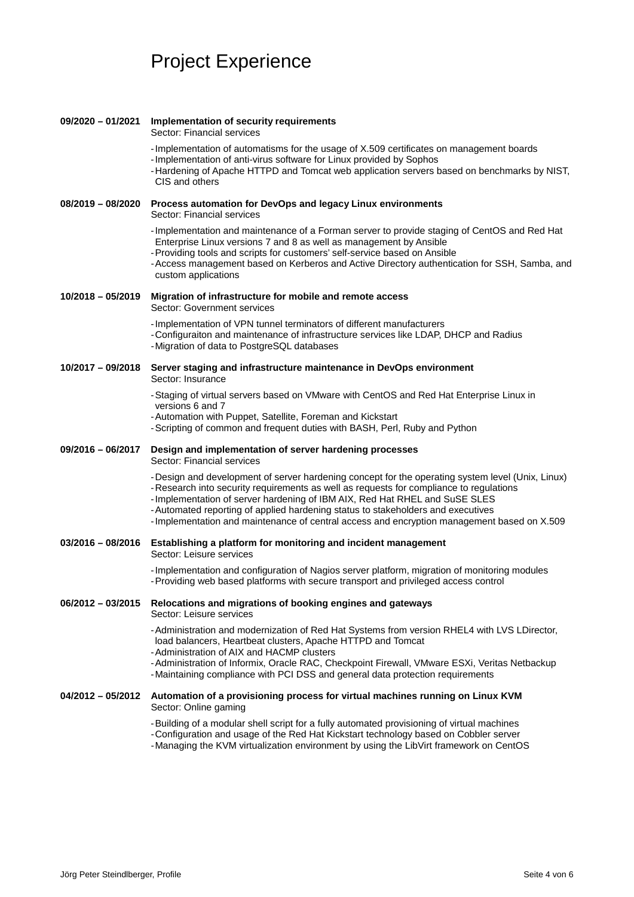# Project Experience

**09/2020 – 01/2021** **Implementation of security requirements**
Sector: Financial services

- Implementation of automatisms for the usage of X.509 certificates on management boards
- Implementation of anti-virus software for Linux provided by Sophos
- Hardening of Apache HTTPD and Tomcat web application servers based on benchmarks by NIST, CIS and others

**08/2019 – 08/2020** **Process automation for DevOps and legacy Linux environments**
Sector: Financial services

- Implementation and maintenance of a Forman server to provide staging of CentOS and Red Hat Enterprise Linux versions 7 and 8 as well as management by Ansible
- Providing tools and scripts for customers' self-service based on Ansible
- Access management based on Kerberos and Active Directory authentication for SSH, Samba, and custom applications

**10/2018 – 05/2019** **Migration of infrastructure for mobile and remote access**
Sector: Government services

- Implementation of VPN tunnel terminators of different manufacturers
- Configuraiton and maintenance of infrastructure services like LDAP, DHCP and Radius
- Migration of data to PostgreSQL databases

**10/2017 – 09/2018** **Server staging and infrastructure maintenance in DevOps environment**
Sector: Insurance

- Staging of virtual servers based on VMware with CentOS and Red Hat Enterprise Linux in versions 6 and 7
- Automation with Puppet, Satellite, Foreman and Kickstart
- Scripting of common and frequent duties with BASH, Perl, Ruby and Python

**09/2016 – 06/2017** **Design and implementation of server hardening processes**
Sector: Financial services

- Design and development of server hardening concept for the operating system level (Unix, Linux)
- Research into security requirements as well as requests for compliance to regulations
- Implementation of server hardening of IBM AIX, Red Hat RHEL and SuSE SLES
- Automated reporting of applied hardening status to stakeholders and executives
- Implementation and maintenance of central access and encryption management based on X.509

**03/2016 – 08/2016** **Establishing a platform for monitoring and incident management**
Sector: Leisure services

- Implementation and configuration of Nagios server platform, migration of monitoring modules
- Providing web based platforms with secure transport and privileged access control

**06/2012 – 03/2015** **Relocations and migrations of booking engines and gateways**
Sector: Leisure services

- Administration and modernization of Red Hat Systems from version RHEL4 with LVS LDirector, load balancers, Heartbeat clusters, Apache HTTPD and Tomcat
- Administration of AIX and HACMP clusters
- Administration of Informix, Oracle RAC, Checkpoint Firewall, VMware ESXi, Veritas Netbackup
- Maintaining compliance with PCI DSS and general data protection requirements

**04/2012 – 05/2012** **Automation of a provisioning process for virtual machines running on Linux KVM**
Sector: Online gaming

- Building of a modular shell script for a fully automated provisioning of virtual machines
- Configuration and usage of the Red Hat Kickstart technology based on Cobbler server
- Managing the KVM virtualization environment by using the LibVirt framework on CentOS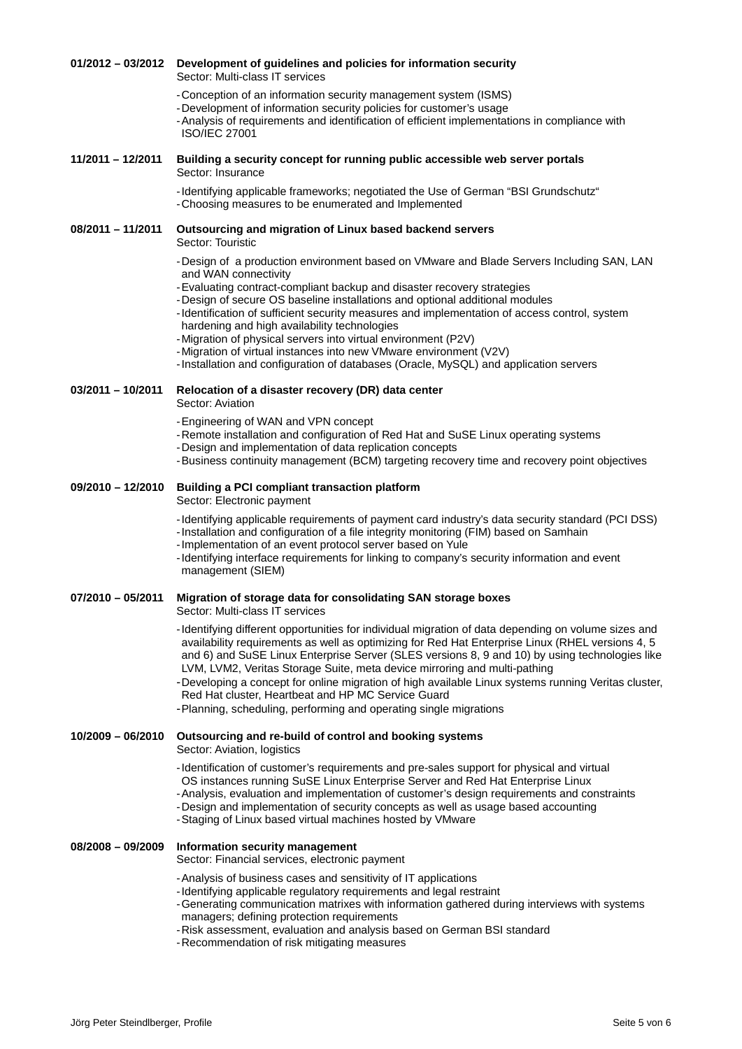**01/2012 – 03/2012** **Development of guidelines and policies for information security**
Sector: Multi-class IT services

- Conception of an information security management system (ISMS)
- Development of information security policies for customer’s usage
- Analysis of requirements and identification of efficient implementations in compliance with ISO/IEC 27001

**11/2011 – 12/2011** **Building a security concept for running public accessible web server portals**
Sector: Insurance

- Identifying applicable frameworks; negotiated the Use of German “BSI Grundschutz“
- Choosing measures to be enumerated and Implemented

**08/2011 – 11/2011** **Outsourcing and migration of Linux based backend servers**
Sector: Touristic

- Design of a production environment based on VMware and Blade Servers Including SAN, LAN and WAN connectivity
- Evaluating contract-compliant backup and disaster recovery strategies
- Design of secure OS baseline installations and optional additional modules
- Identification of sufficient security measures and implementation of access control, system hardening and high availability technologies
- Migration of physical servers into virtual environment (P2V)
- Migration of virtual instances into new VMware environment (V2V)
- Installation and configuration of databases (Oracle, MySQL) and application servers

**03/2011 – 10/2011** **Relocation of a disaster recovery (DR) data center**
Sector: Aviation

- Engineering of WAN and VPN concept
- Remote installation and configuration of Red Hat and SuSE Linux operating systems
- Design and implementation of data replication concepts
- Business continuity management (BCM) targeting recovery time and recovery point objectives

**09/2010 – 12/2010** **Building a PCI compliant transaction platform**
Sector: Electronic payment

- Identifying applicable requirements of payment card industry’s data security standard (PCI DSS)
- Installation and configuration of a file integrity monitoring (FIM) based on Samhain
- Implementation of an event protocol server based on Yule
- Identifying interface requirements for linking to company’s security information and event management (SIEM)

**07/2010 – 05/2011** **Migration of storage data for consolidating SAN storage boxes**
Sector: Multi-class IT services

- Identifying different opportunities for individual migration of data depending on volume sizes and availability requirements as well as optimizing for Red Hat Enterprise Linux (RHEL versions 4, 5 and 6) and SuSE Linux Enterprise Server (SLES versions 8, 9 and 10) by using technologies like LVM, LVM2, Veritas Storage Suite, meta device mirroring and multi-pathing
- Developing a concept for online migration of high available Linux systems running Veritas cluster, Red Hat cluster, Heartbeat and HP MC Service Guard
- Planning, scheduling, performing and operating single migrations

**10/2009 – 06/2010** **Outsourcing and re-build of control and booking systems**
Sector: Aviation, logistics

- Identification of customer’s requirements and pre-sales support for physical and virtual OS instances running SuSE Linux Enterprise Server and Red Hat Enterprise Linux
- Analysis, evaluation and implementation of customer’s design requirements and constraints
- Design and implementation of security concepts as well as usage based accounting
- Staging of Linux based virtual machines hosted by VMware

**08/2008 – 09/2009** **Information security management**
Sector: Financial services, electronic payment

- Analysis of business cases and sensitivity of IT applications
- Identifying applicable regulatory requirements and legal restraint
- Generating communication matrixes with information gathered during interviews with systems managers; defining protection requirements
- Risk assessment, evaluation and analysis based on German BSI standard
- Recommendation of risk mitigating measures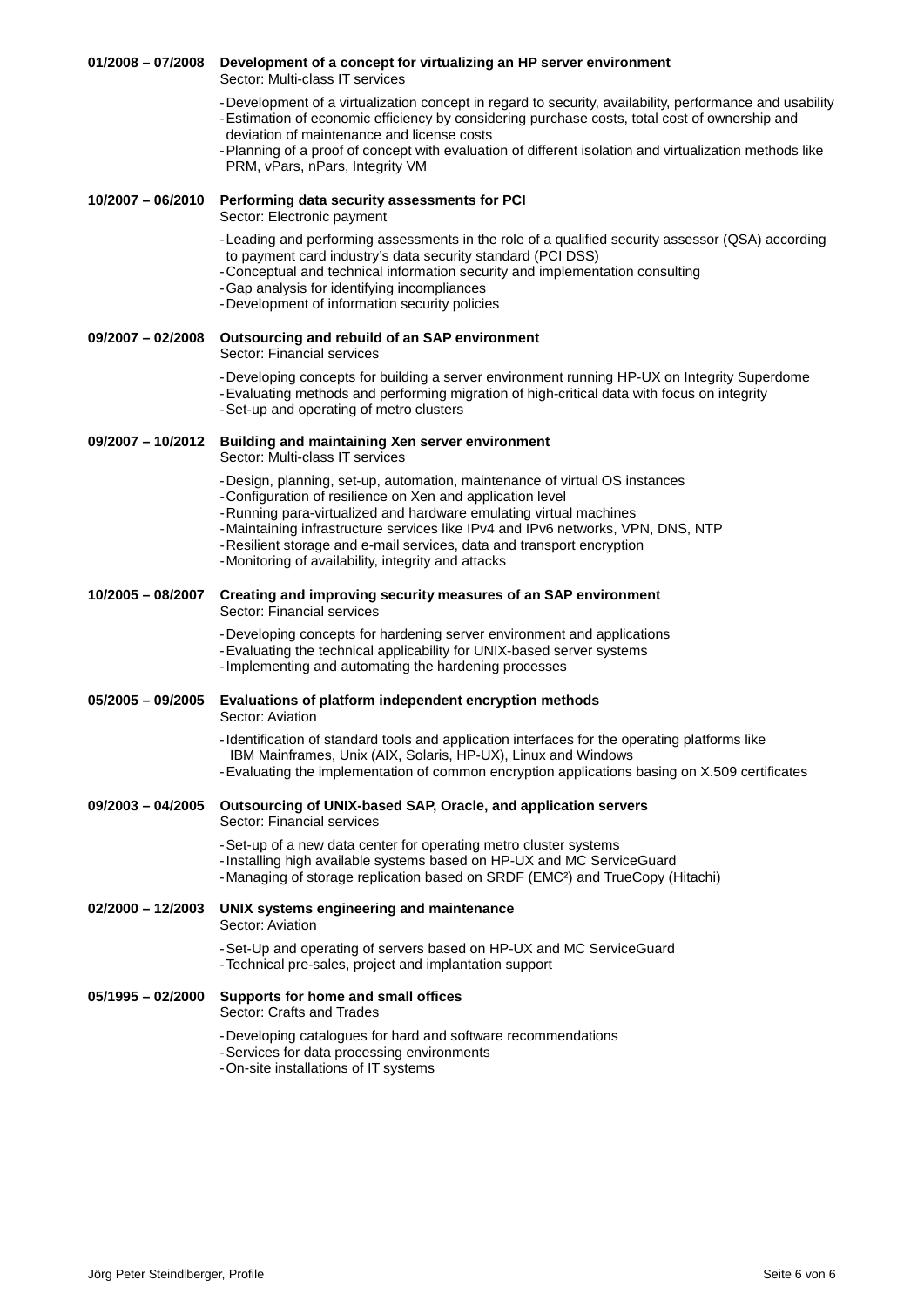**01/2008 – 07/2008** **Development of a concept for virtualizing an HP server environment**
Sector: Multi-class IT services

- Development of a virtualization concept in regard to security, availability, performance and usability
- Estimation of economic efficiency by considering purchase costs, total cost of ownership and deviation of maintenance and license costs
- Planning of a proof of concept with evaluation of different isolation and virtualization methods like PRM, vPars, nPars, Integrity VM

**10/2007 – 06/2010** **Performing data security assessments for PCI**
Sector: Electronic payment

- Leading and performing assessments in the role of a qualified security assessor (QSA) according to payment card industry's data security standard (PCI DSS)
- Conceptual and technical information security and implementation consulting
- Gap analysis for identifying incompliances
- Development of information security policies

**09/2007 – 02/2008** **Outsourcing and rebuild of an SAP environment**
Sector: Financial services

- Developing concepts for building a server environment running HP-UX on Integrity Superdome
- Evaluating methods and performing migration of high-critical data with focus on integrity
- Set-up and operating of metro clusters

**09/2007 – 10/2012** **Building and maintaining Xen server environment**
Sector: Multi-class IT services

- Design, planning, set-up, automation, maintenance of virtual OS instances
- Configuration of resilience on Xen and application level
- Running para-virtualized and hardware emulating virtual machines
- Maintaining infrastructure services like IPv4 and IPv6 networks, VPN, DNS, NTP
- Resilient storage and e-mail services, data and transport encryption
- Monitoring of availability, integrity and attacks

**10/2005 – 08/2007** **Creating and improving security measures of an SAP environment**
Sector: Financial services

- Developing concepts for hardening server environment and applications
- Evaluating the technical applicability for UNIX-based server systems
- Implementing and automating the hardening processes

**05/2005 – 09/2005** **Evaluations of platform independent encryption methods**
Sector: Aviation

- Identification of standard tools and application interfaces for the operating platforms like IBM Mainframes, Unix (AIX, Solaris, HP-UX), Linux and Windows
- Evaluating the implementation of common encryption applications basing on X.509 certificates

**09/2003 – 04/2005** **Outsourcing of UNIX-based SAP, Oracle, and application servers**
Sector: Financial services

- Set-up of a new data center for operating metro cluster systems
- Installing high available systems based on HP-UX and MC ServiceGuard
- Managing of storage replication based on SRDF (EMC²) and TrueCopy (Hitachi)

**02/2000 – 12/2003** **UNIX systems engineering and maintenance**
Sector: Aviation

- Set-Up and operating of servers based on HP-UX and MC ServiceGuard
- Technical pre-sales, project and implantation support

**05/1995 – 02/2000** **Supports for home and small offices**
Sector: Crafts and Trades

- Developing catalogues for hard and software recommendations
- Services for data processing environments
- On-site installations of IT systems